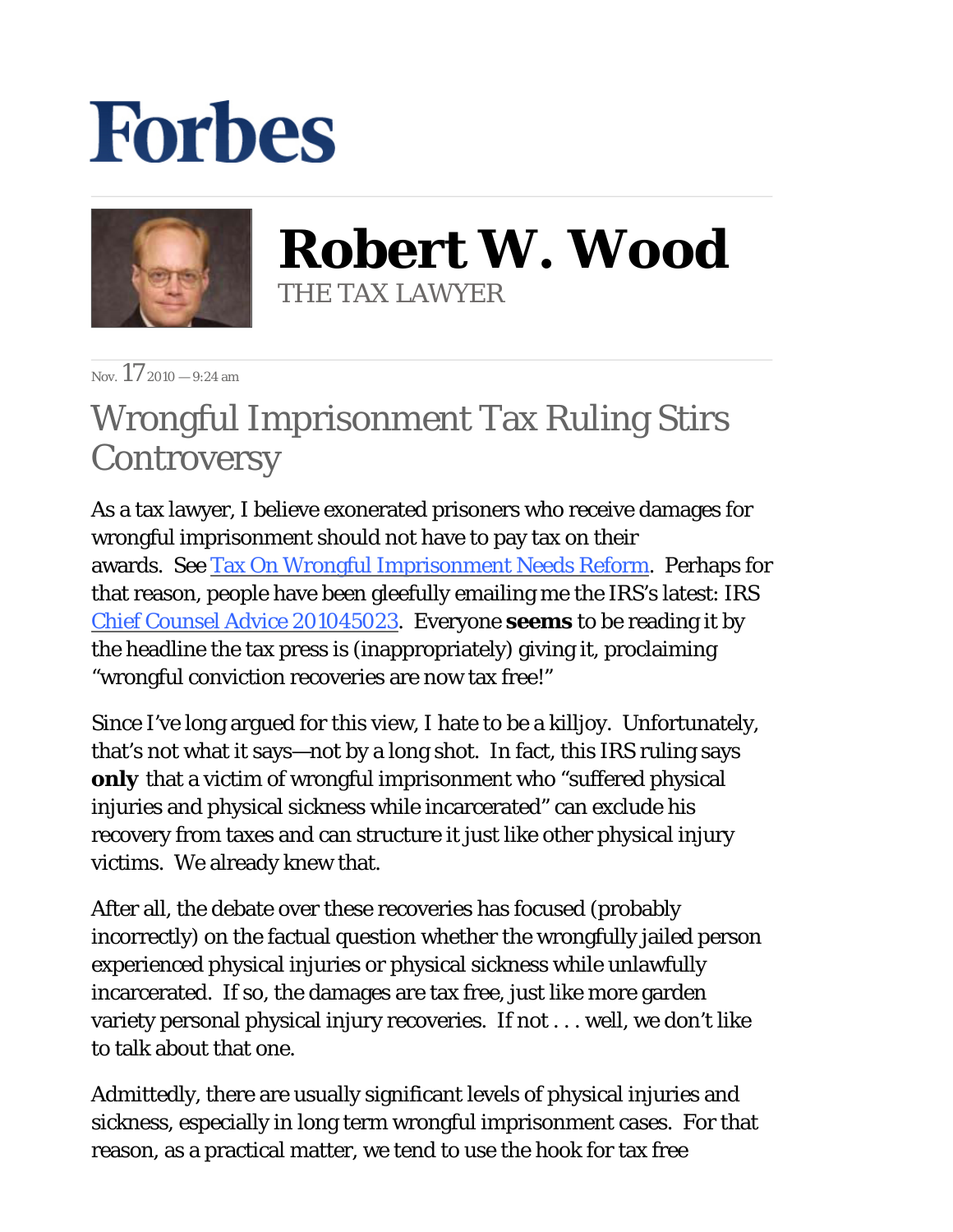Forbes

# Robert W. Wood

THE TAX LAWYER

Nov. 17 2010 — 9:24 am

## Wrongful Imprisonment Tax Ruling Stirs Controversy

As a tax lawyer, I believe exonerated prisoners who receive damages for wrongful imprisonment should not have to pay tax on their awards. See [Tax On Wrongful Imprisonment Needs Reform](). Perhaps for that reason, people have been gleefully emailing me the IRS's latest: IRS [Chief Counsel Advice 201045023](). Everyone **seems** to be reading it by the headline the tax press is (inappropriately) giving it, proclaiming "wrongful conviction recoveries are now tax free!"

Since I've long argued for this view, I hate to be a killjoy. Unfortunately, that's not what it says—not by a long shot. In fact, this IRS ruling says **only** that a victim of wrongful imprisonment who "suffered physical injuries and physical sickness while incarcerated" can exclude his recovery from taxes and can structure it just like other physical injury victims. We already knew that.

After all, the debate over these recoveries has focused (probably incorrectly) on the factual question whether the wrongfully jailed person experienced physical injuries or physical sickness while unlawfully incarcerated. If so, the damages are tax free, just like more garden variety personal physical injury recoveries. If not . . . well, we don't like to talk about that one.

Admittedly, there are usually significant levels of physical injuries and sickness, especially in long term wrongful imprisonment cases. For that reason, as a practical matter, we tend to use the hook for tax free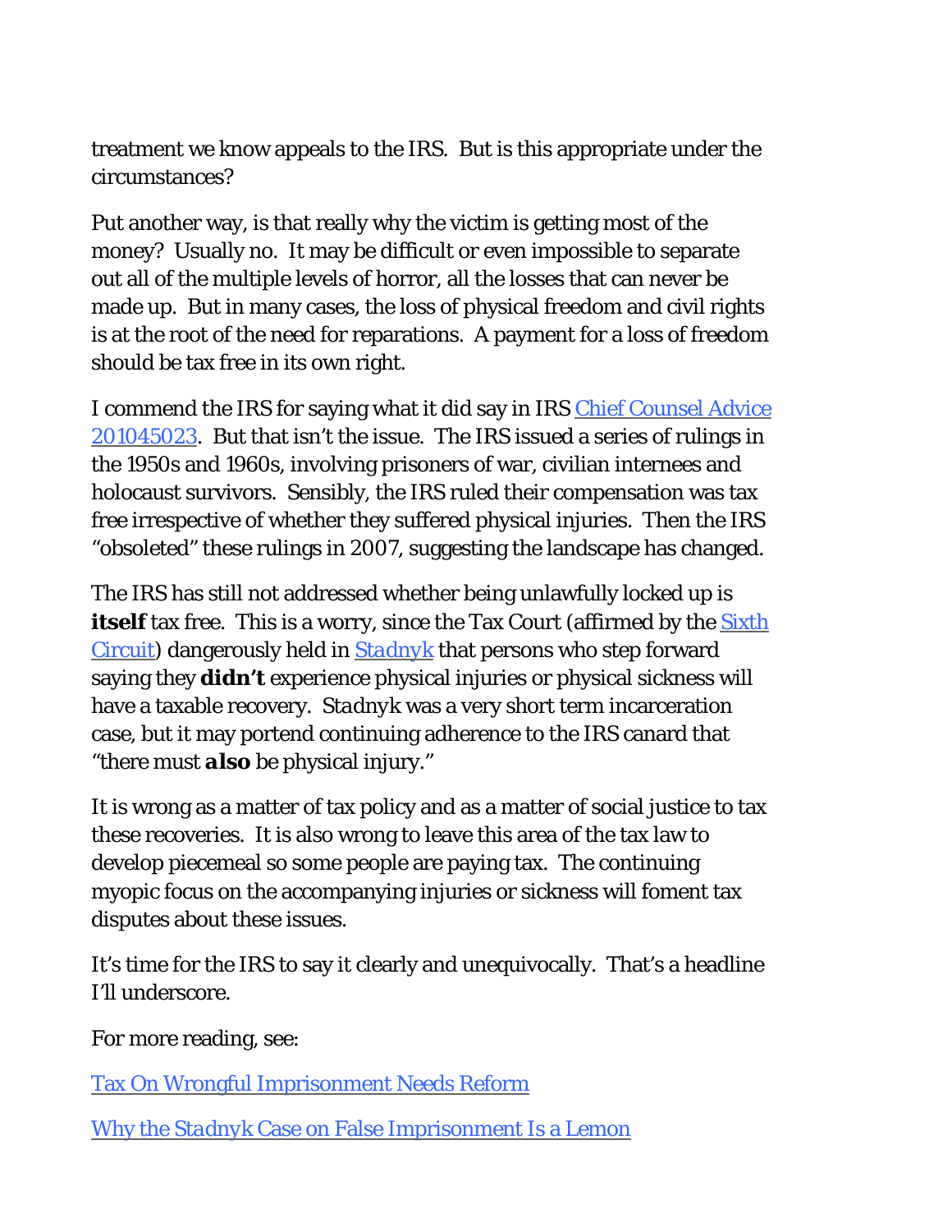treatment we know appeals to the IRS. But is this appropriate under the circumstances?

Put another way, is that really why the victim is getting most of the money? Usually no. It may be difficult or even impossible to separate out all of the multiple levels of horror, all the losses that can never be made up. But in many cases, the loss of physical freedom and civil rights is at the root of the need for reparations. A payment for a loss of freedom should be tax free in its own right.

I commend the IRS for saying what it did say in IRS [Chief Counsel Advice 201045023](). But that isn't the issue. The IRS issued a series of rulings in the 1950s and 1960s, involving prisoners of war, civilian internees and holocaust survivors. Sensibly, the IRS ruled their compensation was tax free irrespective of whether they suffered physical injuries. Then the IRS "obsoleted" these rulings in 2007, suggesting the landscape has changed.

The IRS has still not addressed whether being unlawfully locked up is **itself** tax free. This is a worry, since the Tax Court (affirmed by the [Sixth Circuit]()) dangerously held in [*Stadnyk*]() that persons who step forward saying they **didn't** experience physical injuries or physical sickness will have a taxable recovery. *Stadnyk* was a very short term incarceration case, but it may portend continuing adherence to the IRS canard that "there must ***also*** be physical injury."

It is wrong as a matter of tax policy and as a matter of social justice to tax these recoveries. It is also wrong to leave this area of the tax law to develop piecemeal so some people are paying tax. The continuing myopic focus on the accompanying injuries or sickness will foment tax disputes about these issues.

It's time for the IRS to say it clearly and unequivocally. That's a headline I'll underscore.

For more reading, see:

[Tax On Wrongful Imprisonment Needs Reform]()

[Why the *Stadnyk* Case on False Imprisonment Is a Lemon]()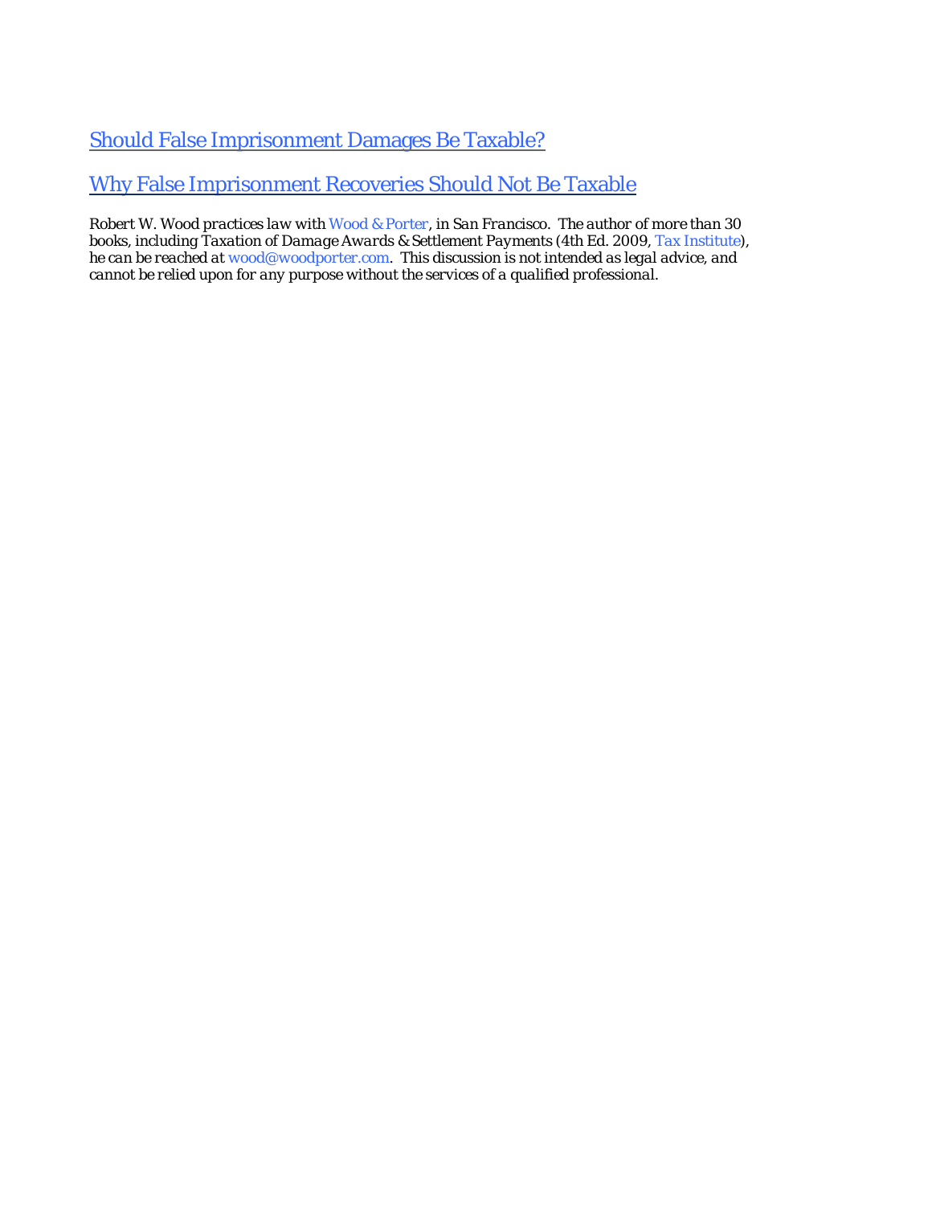[Should False Imprisonment Damages Be Taxable?]

[Why False Imprisonment Recoveries Should Not Be Taxable]

*Robert W. Wood practices law with Wood & Porter, in San Francisco. The author of more than 30 books, including Taxation of Damage Awards & Settlement Payments (4th Ed. 2009, Tax Institute), he can be reached at wood@woodporter.com. This discussion is not intended as legal advice, and cannot be relied upon for any purpose without the services of a qualified professional.*